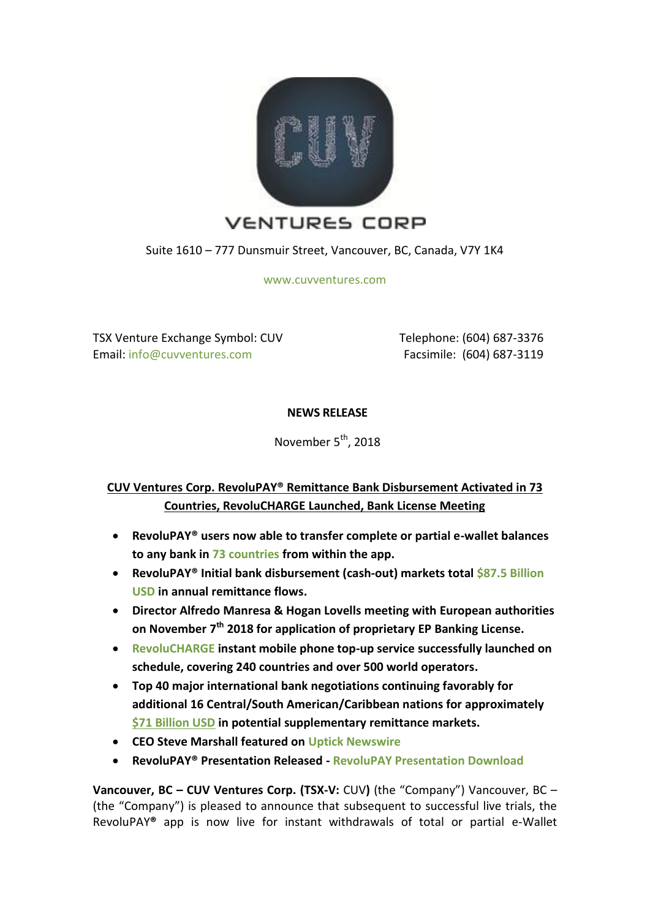VENTURES CORP

Suite 1610 – 777 Dunsmuir Street, Vancouver, BC, Canada, V7Y 1K4

www.cuvventures.com

TSX Venture Exchange Symbol: CUV
Email: info@cuvventures.com

Telephone: (604) 687-3376
Facsimile: (604) 687-3119

**NEWS RELEASE**

November 5th, 2018

**CUV Ventures Corp. RevoluPAY® Remittance Bank Disbursement Activated in 73 Countries, RevoluCHARGE Launched, Bank License Meeting**

- **RevoluPAY® users now able to transfer complete or partial e-wallet balances to any bank in 73 countries from within the app.**
- **RevoluPAY® Initial bank disbursement (cash-out) markets total $87.5 Billion USD in annual remittance flows.**
- **Director Alfredo Manresa & Hogan Lovells meeting with European authorities on November 7th 2018 for application of proprietary EP Banking License.**
- **RevoluCHARGE instant mobile phone top-up service successfully launched on schedule, covering 240 countries and over 500 world operators.**
- **Top 40 major international bank negotiations continuing favorably for additional 16 Central/South American/Caribbean nations for approximately $71 Billion USD in potential supplementary remittance markets.**
- **CEO Steve Marshall featured on Uptick Newswire**
- **RevoluPAY® Presentation Released - RevoluPAY Presentation Download**

**Vancouver, BC – CUV Ventures Corp. (TSX-V:** CUV**)** (the "Company") Vancouver, BC – (the "Company") is pleased to announce that subsequent to successful live trials, the RevoluPAY**®** app is now live for instant withdrawals of total or partial e-Wallet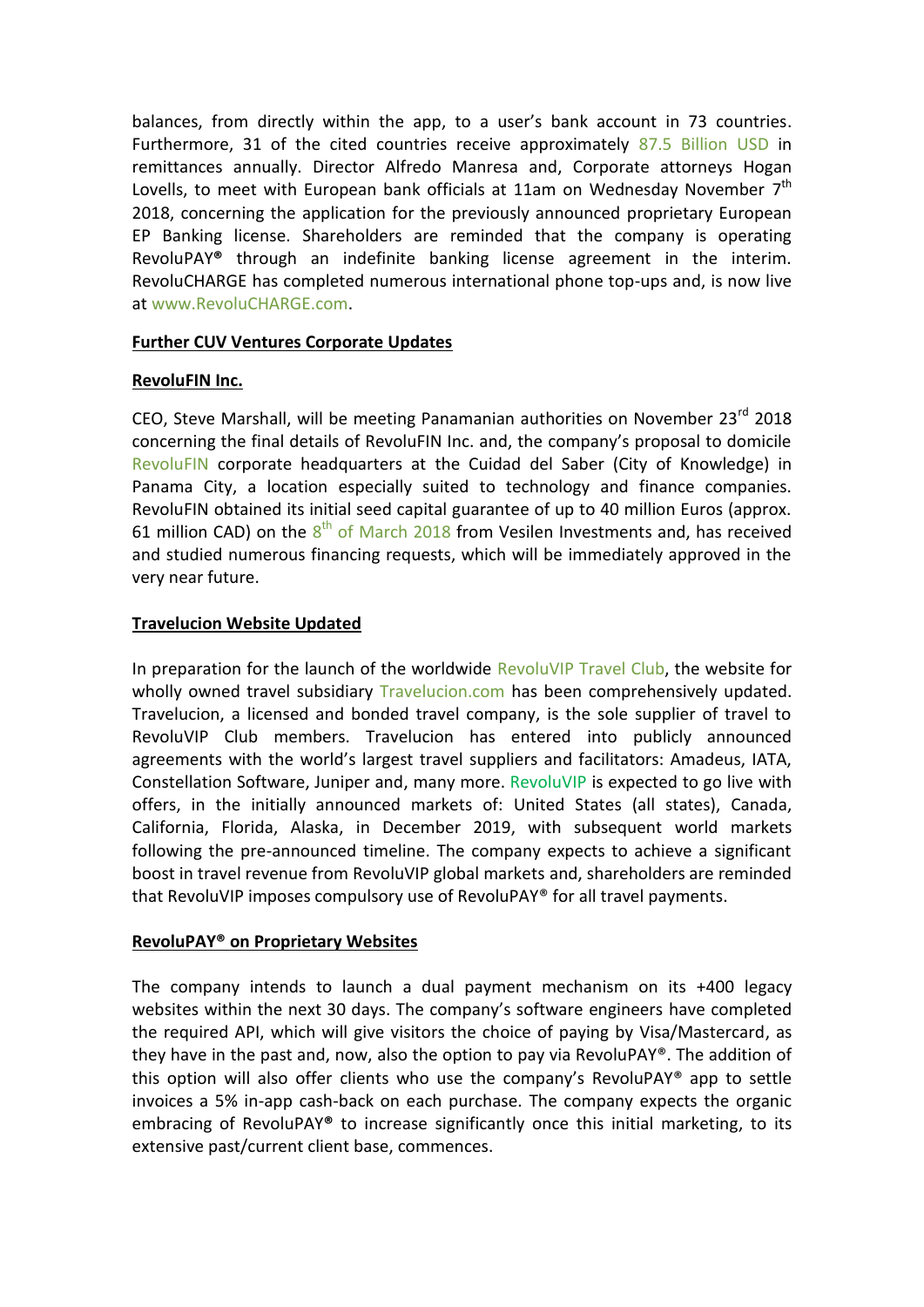balances, from directly within the app, to a user's bank account in 73 countries. Furthermore, 31 of the cited countries receive approximately 87.5 Billion USD in remittances annually. Director Alfredo Manresa and, Corporate attorneys Hogan Lovells, to meet with European bank officials at 11am on Wednesday November 7th 2018, concerning the application for the previously announced proprietary European EP Banking license. Shareholders are reminded that the company is operating RevoluPAY® through an indefinite banking license agreement in the interim. RevoluCHARGE has completed numerous international phone top-ups and, is now live at www.RevoluCHARGE.com.

**Further CUV Ventures Corporate Updates**

**RevoluFIN Inc.**

CEO, Steve Marshall, will be meeting Panamanian authorities on November 23rd 2018 concerning the final details of RevoluFIN Inc. and, the company's proposal to domicile RevoluFIN corporate headquarters at the Cuidad del Saber (City of Knowledge) in Panama City, a location especially suited to technology and finance companies. RevoluFIN obtained its initial seed capital guarantee of up to 40 million Euros (approx. 61 million CAD) on the 8th of March 2018 from Vesilen Investments and, has received and studied numerous financing requests, which will be immediately approved in the very near future.

**Travelucion Website Updated**

In preparation for the launch of the worldwide RevoluVIP Travel Club, the website for wholly owned travel subsidiary Travelucion.com has been comprehensively updated. Travelucion, a licensed and bonded travel company, is the sole supplier of travel to RevoluVIP Club members. Travelucion has entered into publicly announced agreements with the world's largest travel suppliers and facilitators: Amadeus, IATA, Constellation Software, Juniper and, many more. RevoluVIP is expected to go live with offers, in the initially announced markets of: United States (all states), Canada, California, Florida, Alaska, in December 2019, with subsequent world markets following the pre-announced timeline. The company expects to achieve a significant boost in travel revenue from RevoluVIP global markets and, shareholders are reminded that RevoluVIP imposes compulsory use of RevoluPAY® for all travel payments.

**RevoluPAY® on Proprietary Websites**

The company intends to launch a dual payment mechanism on its +400 legacy websites within the next 30 days. The company's software engineers have completed the required API, which will give visitors the choice of paying by Visa/Mastercard, as they have in the past and, now, also the option to pay via RevoluPAY®. The addition of this option will also offer clients who use the company's RevoluPAY® app to settle invoices a 5% in-app cash-back on each purchase. The company expects the organic embracing of RevoluPAY® to increase significantly once this initial marketing, to its extensive past/current client base, commences.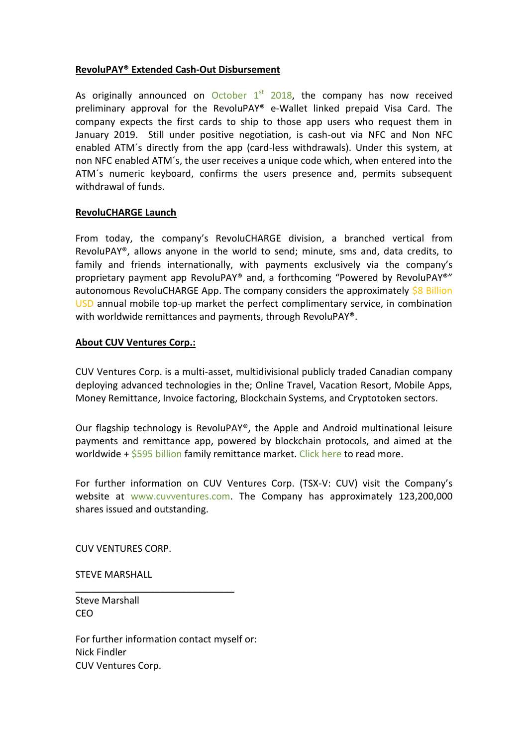**RevoluPAY® Extended Cash-Out Disbursement**

As originally announced on October 1st 2018, the company has now received preliminary approval for the RevoluPAY® e-Wallet linked prepaid Visa Card. The company expects the first cards to ship to those app users who request them in January 2019. Still under positive negotiation, is cash-out via NFC and Non NFC enabled ATM´s directly from the app (card-less withdrawals). Under this system, at non NFC enabled ATM´s, the user receives a unique code which, when entered into the ATM´s numeric keyboard, confirms the users presence and, permits subsequent withdrawal of funds.

**RevoluCHARGE Launch**

From today, the company's RevoluCHARGE division, a branched vertical from RevoluPAY®, allows anyone in the world to send; minute, sms and, data credits, to family and friends internationally, with payments exclusively via the company's proprietary payment app RevoluPAY® and, a forthcoming "Powered by RevoluPAY®" autonomous RevoluCHARGE App. The company considers the approximately $8 Billion USD annual mobile top-up market the perfect complimentary service, in combination with worldwide remittances and payments, through RevoluPAY®.

**About CUV Ventures Corp.:**

CUV Ventures Corp. is a multi-asset, multidivisional publicly traded Canadian company deploying advanced technologies in the; Online Travel, Vacation Resort, Mobile Apps, Money Remittance, Invoice factoring, Blockchain Systems, and Cryptotoken sectors.

Our flagship technology is RevoluPAY®, the Apple and Android multinational leisure payments and remittance app, powered by blockchain protocols, and aimed at the worldwide + $595 billion family remittance market. Click here to read more.

For further information on CUV Ventures Corp. (TSX-V: CUV) visit the Company's website at www.cuvventures.com. The Company has approximately 123,200,000 shares issued and outstanding.

CUV VENTURES CORP.

STEVE MARSHALL

______________________________

Steve Marshall
CEO

For further information contact myself or:
Nick Findler
CUV Ventures Corp.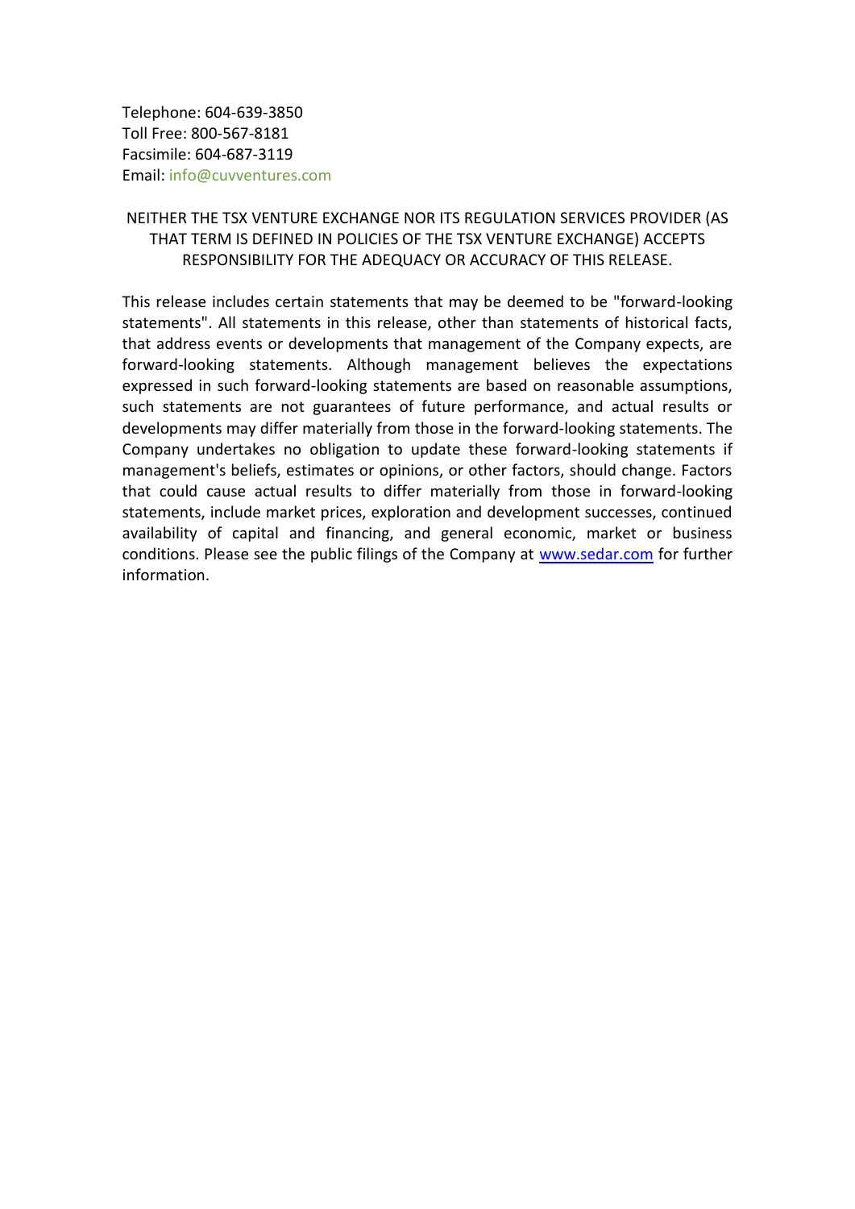Telephone: 604-639-3850
Toll Free: 800-567-8181
Facsimile: 604-687-3119
Email: info@cuvventures.com

NEITHER THE TSX VENTURE EXCHANGE NOR ITS REGULATION SERVICES PROVIDER (AS THAT TERM IS DEFINED IN POLICIES OF THE TSX VENTURE EXCHANGE) ACCEPTS RESPONSIBILITY FOR THE ADEQUACY OR ACCURACY OF THIS RELEASE.

This release includes certain statements that may be deemed to be "forward-looking statements". All statements in this release, other than statements of historical facts, that address events or developments that management of the Company expects, are forward-looking statements. Although management believes the expectations expressed in such forward-looking statements are based on reasonable assumptions, such statements are not guarantees of future performance, and actual results or developments may differ materially from those in the forward-looking statements. The Company undertakes no obligation to update these forward-looking statements if management's beliefs, estimates or opinions, or other factors, should change. Factors that could cause actual results to differ materially from those in forward-looking statements, include market prices, exploration and development successes, continued availability of capital and financing, and general economic, market or business conditions. Please see the public filings of the Company at www.sedar.com for further information.